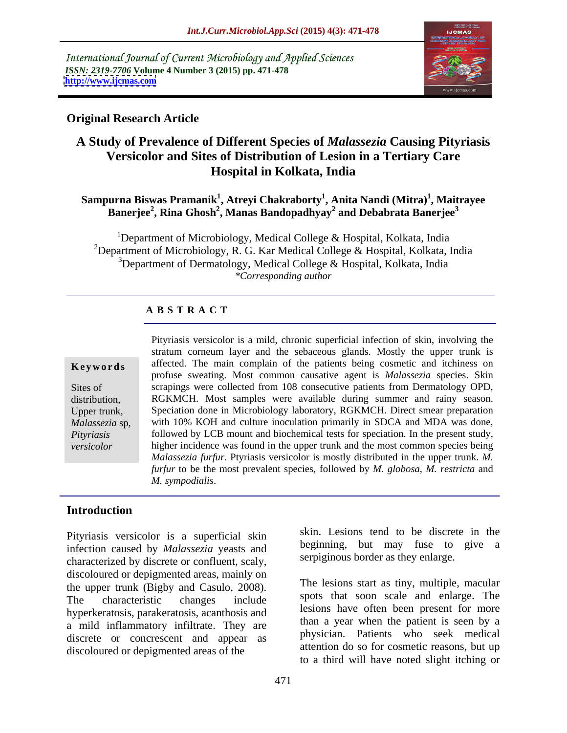International Journal of Current Microbiology and Applied Sciences
*ISSN: 2319-7706* **Volume 4 Number 3 (2015) pp. 471-478**
**http://www.ijcmas.com**

**Original Research Article**

# A Study of Prevalence of Different Species of *Malassezia* Causing Pityriasis Versicolor and Sites of Distribution of Lesion in a Tertiary Care Hospital in Kolkata, India

**Sampurna Biswas Pramanik[1], Atreyi Chakraborty[1], Anita Nandi (Mitra)[1], Maitrayee Banerjee[2], Rina Ghosh[2], Manas Bandopadhyay[2] and Debabrata Banerjee[3]**

[1]Department of Microbiology, Medical College & Hospital, Kolkata, India
[2]Department of Microbiology, R. G. Kar Medical College & Hospital, Kolkata, India
[3]Department of Dermatology, Medical College & Hospital, Kolkata, India
*\*Corresponding author*

## ABSTRACT

**Keywords**

Sites of distribution, Upper trunk, *Malassezia* sp, *Pityriasis versicolor*

Pityriasis versicolor is a mild, chronic superficial infection of skin, involving the stratum corneum layer and the sebaceous glands. Mostly the upper trunk is affected. The main complain of the patients being cosmetic and itchiness on profuse sweating. Most common causative agent is *Malassezia* species. Skin scrapings were collected from 108 consecutive patients from Dermatology OPD, RGKMCH. Most samples were available during summer and rainy season. Speciation done in Microbiology laboratory, RGKMCH. Direct smear preparation with 10% KOH and culture inoculation primarily in SDCA and MDA was done, followed by LCB mount and biochemical tests for speciation. In the present study, higher incidence was found in the upper trunk and the most common species being *Malassezia furfur*. Ptyriasis versicolor is mostly distributed in the upper trunk. *M. furfur* to be the most prevalent species, followed by *M. globosa, M. restricta* and *M. sympodialis*.

## Introduction

Pityriasis versicolor is a superficial skin infection caused by *Malassezia* yeasts and characterized by discrete or confluent, scaly, discoloured or depigmented areas, mainly on the upper trunk (Bigby and Casulo, 2008). The characteristic changes include hyperkeratosis, parakeratosis, acanthosis and a mild inflammatory infiltrate. They are discrete or concrescent and appear as discoloured or depigmented areas of the skin. Lesions tend to be discrete in the beginning, but may fuse to give a serpiginous border as they enlarge.

The lesions start as tiny, multiple, macular spots that soon scale and enlarge. The lesions have often been present for more than a year when the patient is seen by a physician. Patients who seek medical attention do so for cosmetic reasons, but up to a third will have noted slight itching or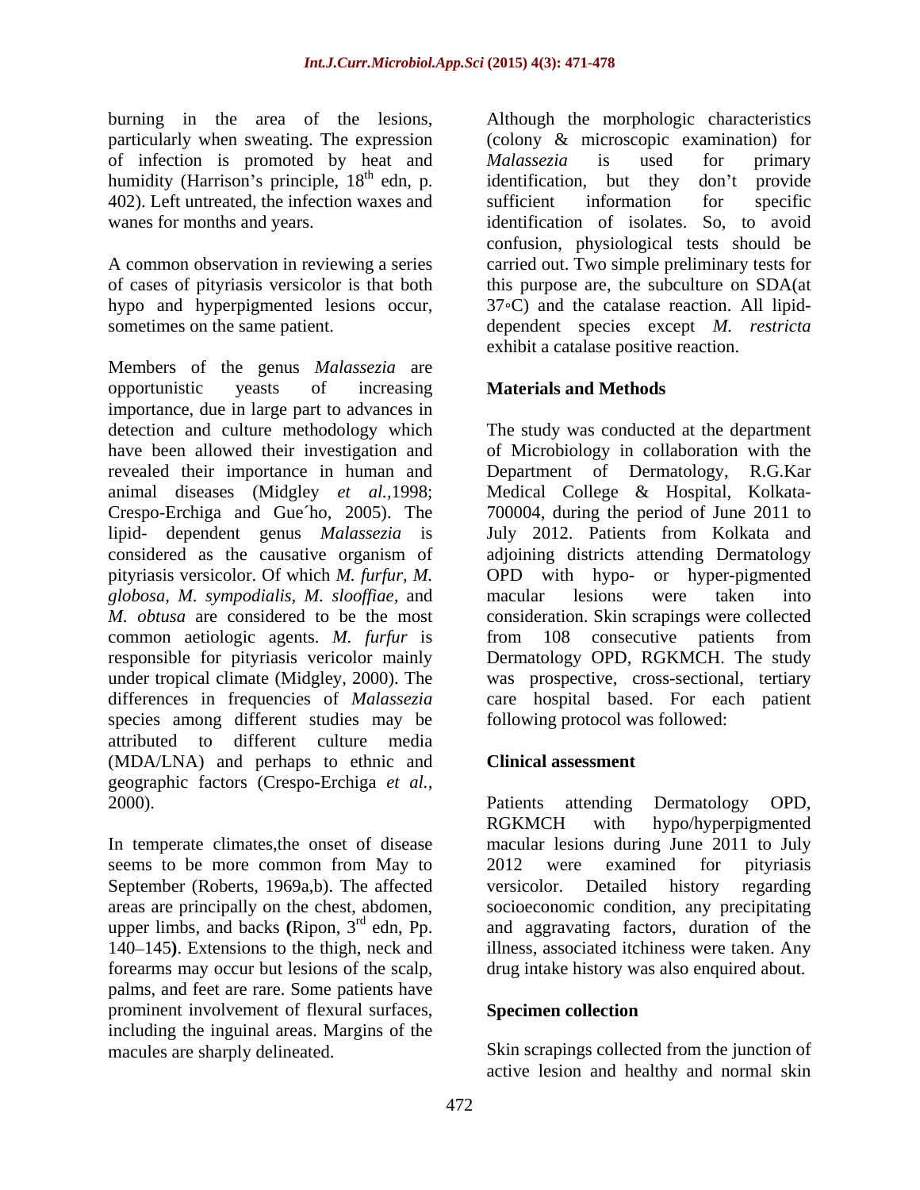burning in the area of the lesions, particularly when sweating. The expression of infection is promoted by heat and humidity (Harrison's principle, $18^{th}$ edn, p. 402). Left untreated, the infection waxes and wanes for months and years.

A common observation in reviewing a series of cases of pityriasis versicolor is that both hypo and hyperpigmented lesions occur, sometimes on the same patient.

Members of the genus *Malassezia* are opportunistic yeasts of increasing importance, due in large part to advances in detection and culture methodology which have been allowed their investigation and revealed their importance in human and animal diseases (Midgley *et al.*,1998; Crespo-Erchiga and Gue´ho, 2005). The lipid- dependent genus *Malassezia* is considered as the causative organism of pityriasis versicolor. Of which *M. furfur*, *M. globosa*, *M. sympodialis*, *M. slooffiae*, and *M. obtusa* are considered to be the most common aetiologic agents. *M. furfur* is responsible for pityriasis vericolor mainly under tropical climate (Midgley, 2000). The differences in frequencies of *Malassezia* species among different studies may be attributed to different culture media (MDA/LNA) and perhaps to ethnic and geographic factors (Crespo-Erchiga *et al.*, 2000).

In temperate climates,the onset of disease seems to be more common from May to September (Roberts, 1969a,b). The affected areas are principally on the chest, abdomen, upper limbs, and backs **(**Ripon, $3^{rd}$ edn, Pp. 140–145**)**. Extensions to the thigh, neck and forearms may occur but lesions of the scalp, palms, and feet are rare. Some patients have prominent involvement of flexural surfaces, including the inguinal areas. Margins of the macules are sharply delineated.

Although the morphologic characteristics (colony & microscopic examination) for *Malassezia* is used for primary identification, but they don't provide sufficient information for specific identification of isolates. So, to avoid confusion, physiological tests should be carried out. Two simple preliminary tests for this purpose are, the subculture on SDA(at 37∘C) and the catalase reaction. All lipid-dependent species except *M. restricta* exhibit a catalase positive reaction.

## Materials and Methods

The study was conducted at the department of Microbiology in collaboration with the Department of Dermatology, R.G.Kar Medical College & Hospital, Kolkata-700004, during the period of June 2011 to July 2012. Patients from Kolkata and adjoining districts attending Dermatology OPD with hypo- or hyper-pigmented macular lesions were taken into consideration. Skin scrapings were collected from 108 consecutive patients from Dermatology OPD, RGKMCH. The study was prospective, cross-sectional, tertiary care hospital based. For each patient following protocol was followed:

### Clinical assessment

Patients attending Dermatology OPD, RGKMCH with hypo/hyperpigmented macular lesions during June 2011 to July 2012 were examined for pityriasis versicolor. Detailed history regarding socioeconomic condition, any precipitating and aggravating factors, duration of the illness, associated itchiness were taken. Any drug intake history was also enquired about.

### Specimen collection

Skin scrapings collected from the junction of active lesion and healthy and normal skin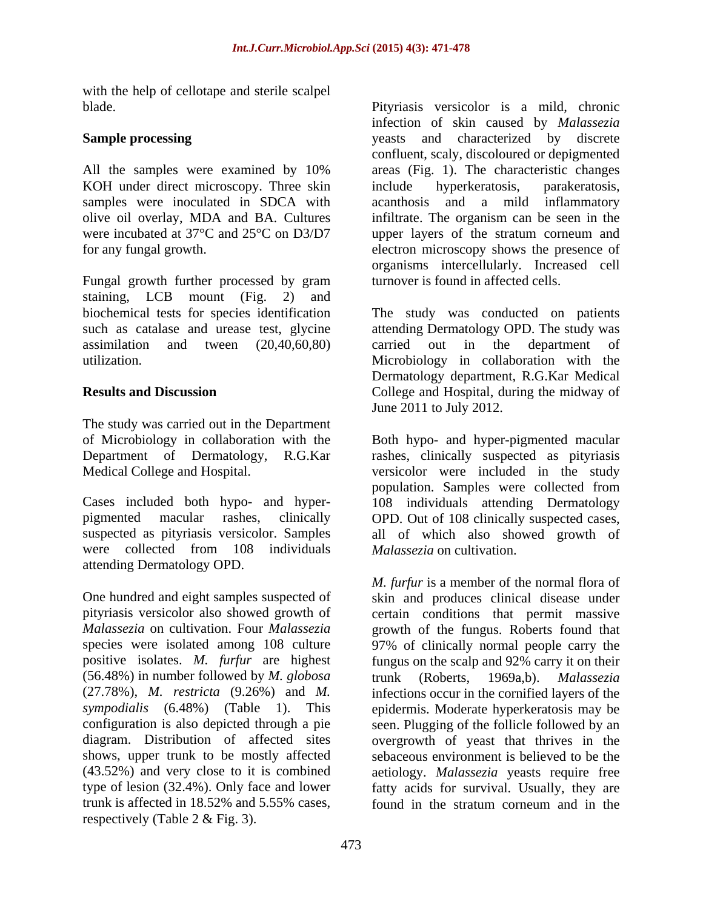with the help of cellotape and sterile scalpel blade.

**Sample processing**

All the samples were examined by 10% KOH under direct microscopy. Three skin samples were inoculated in SDCA with olive oil overlay, MDA and BA. Cultures were incubated at 37°C and 25°C on D3/D7 for any fungal growth.

Fungal growth further processed by gram staining, LCB mount (Fig. 2) and biochemical tests for species identification such as catalase and urease test, glycine assimilation and tween (20,40,60,80) utilization.

## Results and Discussion

The study was carried out in the Department of Microbiology in collaboration with the Department of Dermatology, R.G.Kar Medical College and Hospital.

Cases included both hypo- and hyper-pigmented macular rashes, clinically suspected as pityriasis versicolor. Samples were collected from 108 individuals attending Dermatology OPD.

One hundred and eight samples suspected of pityriasis versicolor also showed growth of *Malassezia* on cultivation. Four *Malassezia* species were isolated among 108 culture positive isolates. *M. furfur* are highest (56.48%) in number followed by *M. globosa* (27.78%), *M. restricta* (9.26%) and *M. sympodialis* (6.48%) (Table 1). This configuration is also depicted through a pie diagram. Distribution of affected sites shows, upper trunk to be mostly affected (43.52%) and very close to it is combined type of lesion (32.4%). Only face and lower trunk is affected in 18.52% and 5.55% cases, respectively (Table 2 & Fig. 3).

Pityriasis versicolor is a mild, chronic infection of skin caused by *Malassezia* yeasts and characterized by discrete confluent, scaly, discoloured or depigmented areas (Fig. 1). The characteristic changes include hyperkeratosis, parakeratosis, acanthosis and a mild inflammatory infiltrate. The organism can be seen in the upper layers of the stratum corneum and electron microscopy shows the presence of organisms intercellularly. Increased cell turnover is found in affected cells.

The study was conducted on patients attending Dermatology OPD. The study was carried out in the department of Microbiology in collaboration with the Dermatology department, R.G.Kar Medical College and Hospital, during the midway of June 2011 to July 2012.

Both hypo- and hyper-pigmented macular rashes, clinically suspected as pityriasis versicolor were included in the study population. Samples were collected from 108 individuals attending Dermatology OPD. Out of 108 clinically suspected cases, all of which also showed growth of *Malassezia* on cultivation.

*M. furfur* is a member of the normal flora of skin and produces clinical disease under certain conditions that permit massive growth of the fungus. Roberts found that 97% of clinically normal people carry the fungus on the scalp and 92% carry it on their trunk (Roberts, 1969a,b). *Malassezia* infections occur in the cornified layers of the epidermis. Moderate hyperkeratosis may be seen. Plugging of the follicle followed by an overgrowth of yeast that thrives in the sebaceous environment is believed to be the aetiology. *Malassezia* yeasts require free fatty acids for survival. Usually, they are found in the stratum corneum and in the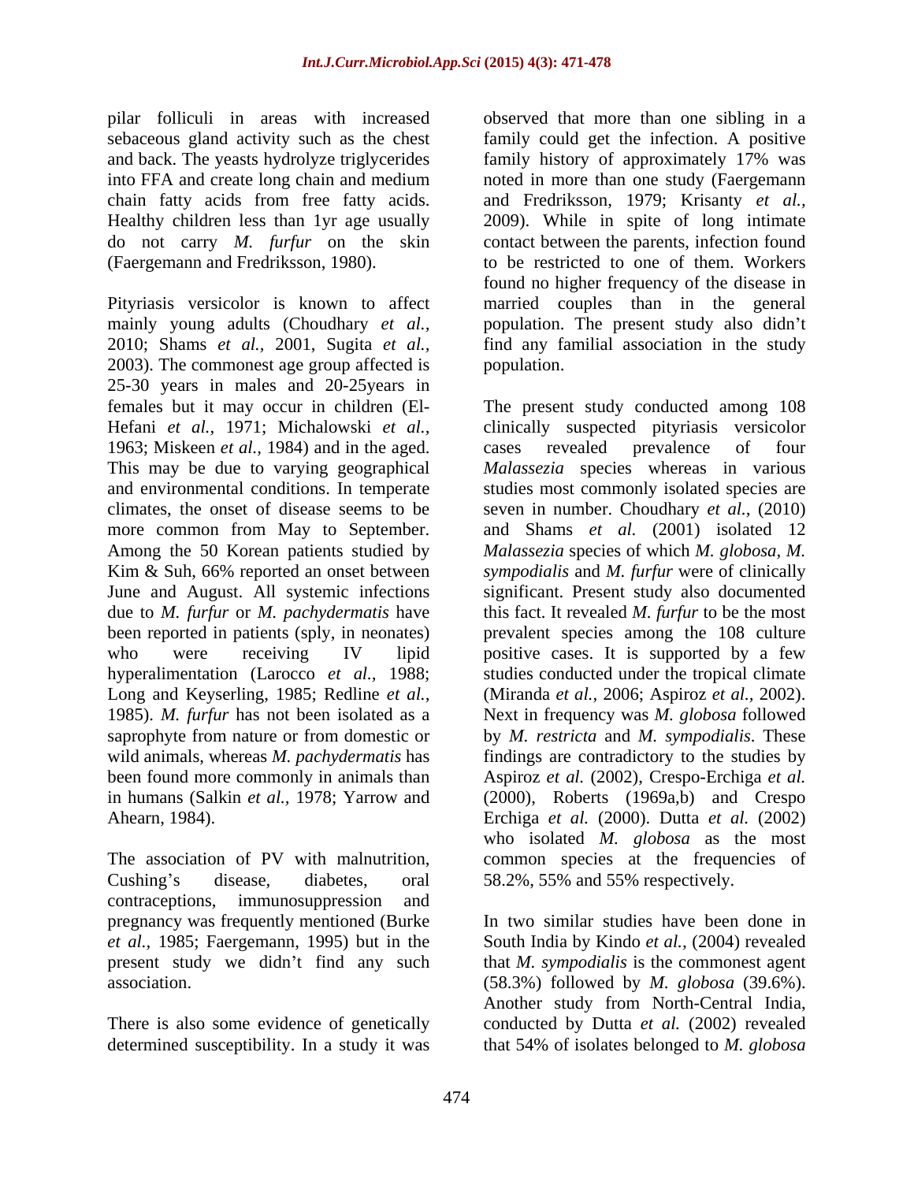pilar folliculi in areas with increased sebaceous gland activity such as the chest and back. The yeasts hydrolyze triglycerides into FFA and create long chain and medium chain fatty acids from free fatty acids. Healthy children less than 1yr age usually do not carry *M. furfur* on the skin (Faergemann and Fredriksson, 1980).

Pityriasis versicolor is known to affect mainly young adults (Choudhary *et al.,* 2010; Shams *et al.,* 2001, Sugita *et al.,* 2003). The commonest age group affected is 25-30 years in males and 20-25years in females but it may occur in children (El-Hefani *et al.,* 1971; Michalowski *et al.,* 1963; Miskeen *et al.,* 1984) and in the aged. This may be due to varying geographical and environmental conditions. In temperate climates, the onset of disease seems to be more common from May to September. Among the 50 Korean patients studied by Kim & Suh, 66% reported an onset between June and August. All systemic infections due to *M. furfur* or *M. pachydermatis* have been reported in patients (sply, in neonates) who were receiving IV lipid hyperalimentation (Larocco *et al.,* 1988; Long and Keyserling, 1985; Redline *et al.,* 1985). *M. furfur* has not been isolated as a saprophyte from nature or from domestic or wild animals, whereas *M. pachydermatis* has been found more commonly in animals than in humans (Salkin *et al.,* 1978; Yarrow and Ahearn, 1984).

The association of PV with malnutrition, Cushing's disease, diabetes, oral contraceptions, immunosuppression and pregnancy was frequently mentioned (Burke *et al.,* 1985; Faergemann, 1995) but in the present study we didn't find any such association.

There is also some evidence of genetically determined susceptibility. In a study it was observed that more than one sibling in a family could get the infection. A positive family history of approximately 17% was noted in more than one study (Faergemann and Fredriksson, 1979; Krisanty *et al.,* 2009). While in spite of long intimate contact between the parents, infection found to be restricted to one of them. Workers found no higher frequency of the disease in married couples than in the general population. The present study also didn't find any familial association in the study population.

The present study conducted among 108 clinically suspected pityriasis versicolor cases revealed prevalence of four *Malassezia* species whereas in various studies most commonly isolated species are seven in number. Choudhary *et al.,* (2010) and Shams *et al.* (2001) isolated 12 *Malassezia* species of which *M. globosa, M. sympodialis* and *M. furfur* were of clinically significant. Present study also documented this fact. It revealed *M. furfur* to be the most prevalent species among the 108 culture positive cases. It is supported by a few studies conducted under the tropical climate (Miranda *et al.,* 2006; Aspiroz *et al.,* 2002). Next in frequency was *M. globosa* followed by *M. restricta* and *M. sympodialis*. These findings are contradictory to the studies by Aspiroz *et al.* (2002), Crespo-Erchiga *et al.* (2000), Roberts (1969a,b) and Crespo Erchiga *et al.* (2000). Dutta *et al.* (2002) who isolated *M. globosa* as the most common species at the frequencies of 58.2%, 55% and 55% respectively.

In two similar studies have been done in South India by Kindo *et al.,* (2004) revealed that *M. sympodialis* is the commonest agent (58.3%) followed by *M. globosa* (39.6%). Another study from North-Central India, conducted by Dutta *et al.* (2002) revealed that 54% of isolates belonged to *M. globosa*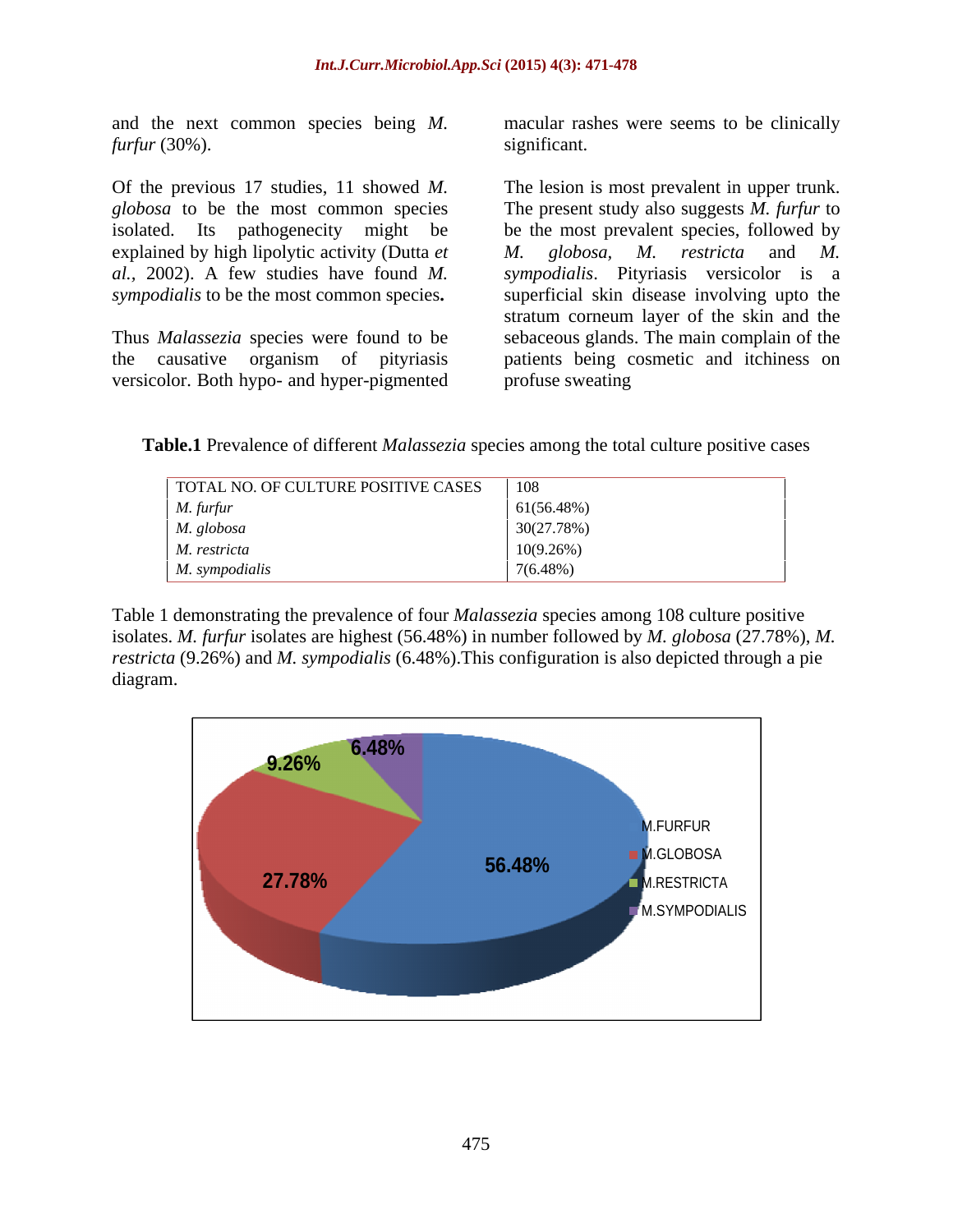and the next common species being *M. furfur* (30%).

Of the previous 17 studies, 11 showed *M. globosa* to be the most common species isolated. Its pathogenecity might be explained by high lipolytic activity (Dutta *et al.,* 2002). A few studies have found *M. sympodialis* to be the most common species**.**

Thus *Malassezia* species were found to be the causative organism of pityriasis versicolor. Both hypo- and hyper-pigmented macular rashes were seems to be clinically significant.

The lesion is most prevalent in upper trunk. The present study also suggests *M. furfur* to be the most prevalent species, followed by *M. globosa, M. restricta* and *M. sympodialis*. Pityriasis versicolor is a superficial skin disease involving upto the stratum corneum layer of the skin and the sebaceous glands. The main complain of the patients being cosmetic and itchiness on profuse sweating

**Table.1** Prevalence of different *Malassezia* species among the total culture positive cases

| TOTAL NO. OF CULTURE POSITIVE CASES | 108 |
|---|---|
| *M. furfur* | 61(56.48%) |
| *M. globosa* | 30(27.78%) |
| *M. restricta* | 10(9.26%) |
| *M. sympodialis* | 7(6.48%) |

Table 1 demonstrating the prevalence of four *Malassezia* species among 108 culture positive isolates. *M. furfur* isolates are highest (56.48%) in number followed by *M. globosa* (27.78%), *M. restricta* (9.26%) and *M. sympodialis* (6.48%).This configuration is also depicted through a pie diagram.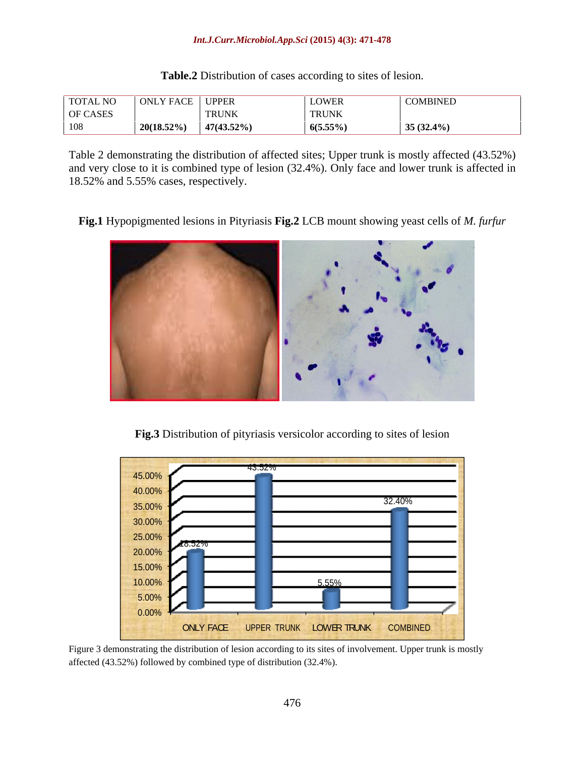**Table.2** Distribution of cases according to sites of lesion.

| TOTAL NO OF CASES | ONLY FACE | UPPER TRUNK | LOWER TRUNK | COMBINED |
|---|---|---|---|---|
| 108 | **20(18.52%)** | **47(43.52%)** | **6(5.55%)** | **35 (32.4%)** |

Table 2 demonstrating the distribution of affected sites; Upper trunk is mostly affected (43.52%) and very close to it is combined type of lesion (32.4%). Only face and lower trunk is affected in 18.52% and 5.55% cases, respectively.

**Fig.1** Hypopigmented lesions in Pityriasis **Fig.2** LCB mount showing yeast cells of *M. furfur*

**Fig.3** Distribution of pityriasis versicolor according to sites of lesion

Figure 3 demonstrating the distribution of lesion according to its sites of involvement. Upper trunk is mostly affected (43.52%) followed by combined type of distribution (32.4%).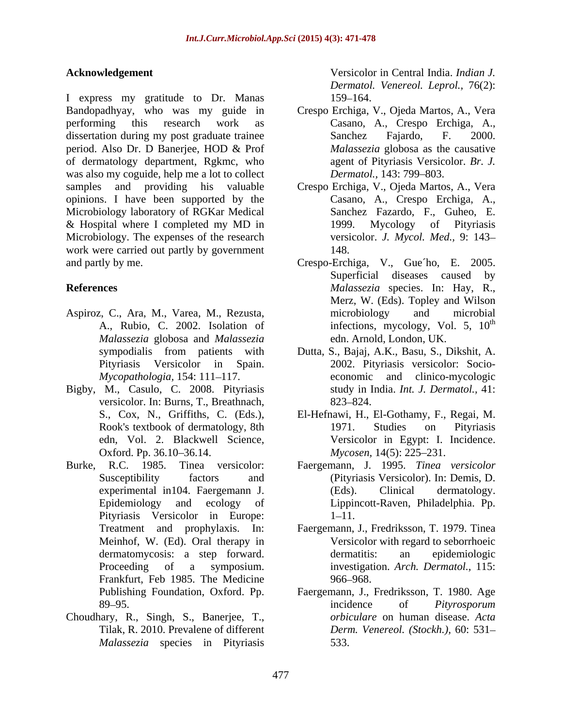## Acknowledgement

I express my gratitude to Dr. Manas Bandopadhyay, who was my guide in performing this research work as dissertation during my post graduate trainee period. Also Dr. D Banerjee, HOD & Prof of dermatology department, Rgkmc, who was also my coguide, help me a lot to collect samples and providing his valuable opinions. I have been supported by the Microbiology laboratory of RGKar Medical & Hospital where I completed my MD in Microbiology. The expenses of the research work were carried out partly by government and partly by me.

## References

Aspiroz, C., Ara, M., Varea, M., Rezusta, A., Rubio, C. 2002. Isolation of *Malassezia* globosa and *Malassezia* sympodialis from patients with Pityriasis Versicolor in Spain. *Mycopathologia,* 154: 111–117.

Bigby, M., Casulo, C. 2008. Pityriasis versicolor. In: Burns, T., Breathnach, S., Cox, N., Griffiths, C. (Eds.), Rook's textbook of dermatology, 8th edn, Vol. 2. Blackwell Science, Oxford. Pp. 36.10–36.14.

Burke, R.C. 1985. Tinea versicolor: Susceptibility factors and experimental in104. Faergemann J. Epidemiology and ecology of Pityriasis Versicolor in Europe: Treatment and prophylaxis. In: Meinhof, W. (Ed). Oral therapy in dermatomycosis: a step forward. Proceeding of a symposium. Frankfurt, Feb 1985. The Medicine Publishing Foundation, Oxford. Pp. 89–95.

Choudhary, R., Singh, S., Banerjee, T., Tilak, R. 2010. Prevalene of different *Malassezia* species in Pityriasis Versicolor in Central India. *Indian J. Dermatol. Venereol. Leprol.,* 76(2): 159–164.

Crespo Erchiga, V., Ojeda Martos, A., Vera Casano, A., Crespo Erchiga, A., Sanchez Fajardo, F. 2000. *Malassezia* globosa as the causative agent of Pityriasis Versicolor. *Br. J. Dermatol.,* 143: 799–803.

Crespo Erchiga, V., Ojeda Martos, A., Vera Casano, A., Crespo Erchiga, A., Sanchez Fazardo, F., Guheo, E. 1999. Mycology of Pityriasis versicolor. *J. Mycol. Med.,* 9: 143–148.

Crespo-Erchiga, V., Gue´ho, E. 2005. Superficial diseases caused by *Malassezia* species. In: Hay, R., Merz, W. (Eds). Topley and Wilson microbiology and microbial infections, mycology, Vol. 5, 10th edn. Arnold, London, UK.

Dutta, S., Bajaj, A.K., Basu, S., Dikshit, A. 2002. Pityriasis versicolor: Socio-economic and clinico-mycologic study in India. *Int. J. Dermatol.,* 41: 823–824.

El-Hefnawi, H., El-Gothamy, F., Regai, M. 1971. Studies on Pityriasis Versicolor in Egypt: I. Incidence. *Mycosen,* 14(5): 225–231.

Faergemann, J. 1995. *Tinea versicolor* (Pityriasis Versicolor). In: Demis, D. (Eds). Clinical dermatology. Lippincott-Raven, Philadelphia. Pp. 1–11.

Faergemann, J., Fredriksson, T. 1979. Tinea Versicolor with regard to seborrhoeic dermatitis: an epidemiologic investigation. *Arch. Dermatol.,* 115: 966–968.

Faergemann, J., Fredriksson, T. 1980. Age incidence of *Pityrosporum orbiculare* on human disease. *Acta Derm. Venereol. (Stockh.),* 60: 531–533.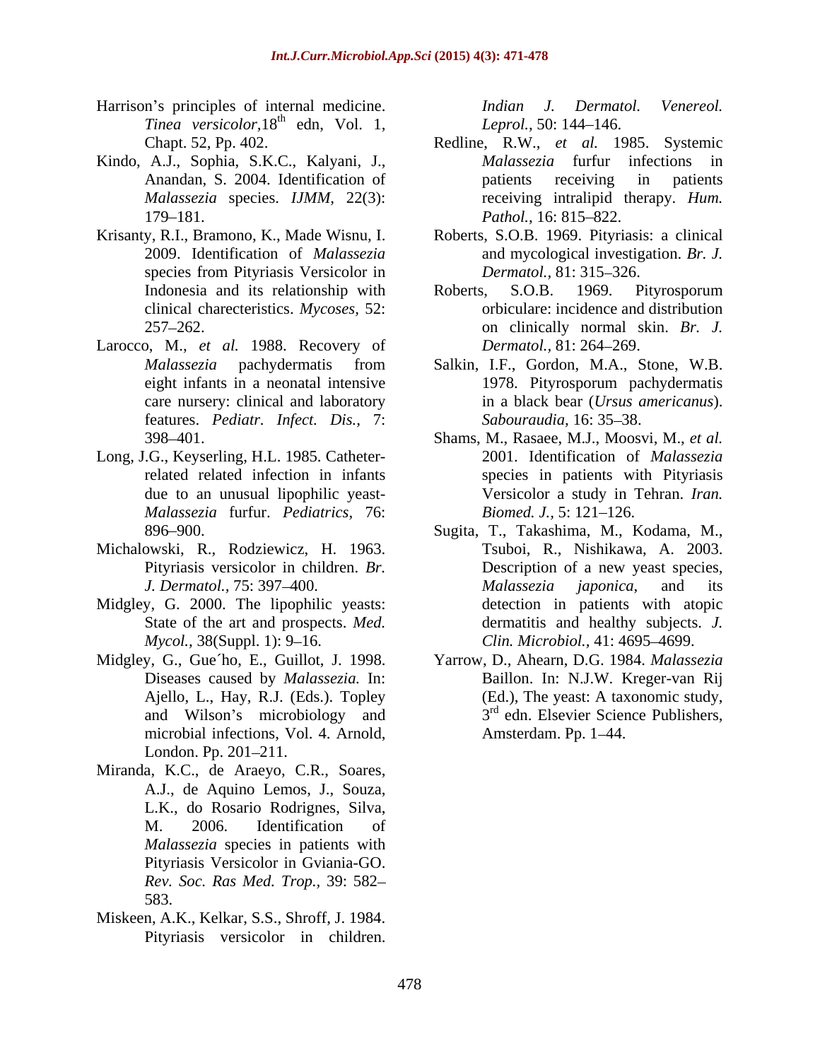Harrison's principles of internal medicine. *Tinea versicolor*,18th edn, Vol. 1, Chapt. 52, Pp. 402.

Kindo, A.J., Sophia, S.K.C., Kalyani, J., Anandan, S. 2004. Identification of *Malassezia* species. *IJMM,* 22(3): 179–181.

Krisanty, R.I., Bramono, K., Made Wisnu, I. 2009. Identification of *Malassezia* species from Pityriasis Versicolor in Indonesia and its relationship with clinical charecteristics. *Mycoses,* 52: 257–262.

Larocco, M., *et al.* 1988. Recovery of *Malassezia* pachydermatis from eight infants in a neonatal intensive care nursery: clinical and laboratory features. *Pediatr. Infect. Dis.,* 7: 398–401.

Long, J.G., Keyserling, H.L. 1985. Catheter-related related infection in infants due to an unusual lipophilic yeast-*Malassezia* furfur. *Pediatrics,* 76: 896–900.

Michalowski, R., Rodziewicz, H. 1963. Pityriasis versicolor in children. *Br. J. Dermatol.,* 75: 397–400.

Midgley, G. 2000. The lipophilic yeasts: State of the art and prospects. *Med. Mycol.,* 38(Suppl. 1): 9–16.

Midgley, G., Gue´ho, E., Guillot, J. 1998. Diseases caused by *Malassezia.* In: Ajello, L., Hay, R.J. (Eds.). Topley and Wilson's microbiology and microbial infections, Vol. 4. Arnold, London. Pp. 201–211.

Miranda, K.C., de Araeyo, C.R., Soares, A.J., de Aquino Lemos, J., Souza, L.K., do Rosario Rodrignes, Silva, M. 2006. Identification of *Malassezia* species in patients with Pityriasis Versicolor in Gviania-GO. *Rev. Soc. Ras Med. Trop.,* 39: 582–583.

Miskeen, A.K., Kelkar, S.S., Shroff, J. 1984. Pityriasis versicolor in children. *Indian J. Dermatol. Venereol. Leprol.,* 50: 144–146.

Redline, R.W., *et al.* 1985. Systemic *Malassezia* furfur infections in patients receiving in patients receiving intralipid therapy. *Hum. Pathol.,* 16: 815–822.

Roberts, S.O.B. 1969. Pityriasis: a clinical and mycological investigation. *Br. J. Dermatol.,* 81: 315–326.

Roberts, S.O.B. 1969. Pityrosporum orbiculare: incidence and distribution on clinically normal skin. *Br. J. Dermatol.,* 81: 264–269.

Salkin, I.F., Gordon, M.A., Stone, W.B. 1978. Pityrosporum pachydermatis in a black bear (*Ursus americanus*). *Sabouraudia,* 16: 35–38.

Shams, M., Rasaee, M.J., Moosvi, M., *et al.* 2001. Identification of *Malassezia* species in patients with Pityriasis Versicolor a study in Tehran. *Iran. Biomed. J.,* 5: 121–126.

Sugita, T., Takashima, M., Kodama, M., Tsuboi, R., Nishikawa, A. 2003. Description of a new yeast species, *Malassezia japonica*, and its detection in patients with atopic dermatitis and healthy subjects. *J. Clin. Microbiol.,* 41: 4695–4699.

Yarrow, D., Ahearn, D.G. 1984. *Malassezia* Baillon. In: N.J.W. Kreger-van Rij (Ed.), The yeast: A taxonomic study, 3rd edn. Elsevier Science Publishers, Amsterdam. Pp. 1–44.